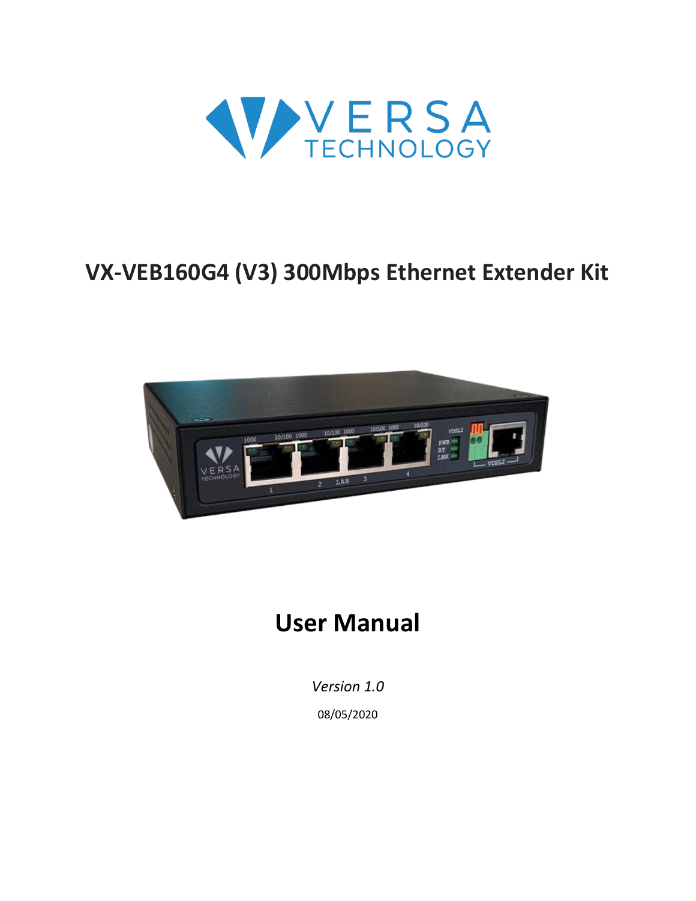VERSA TECHNOLOGY

# VX-VEB160G4 (V3) 300Mbps Ethernet Extender Kit

# User Manual

*Version 1.0*

08/05/2020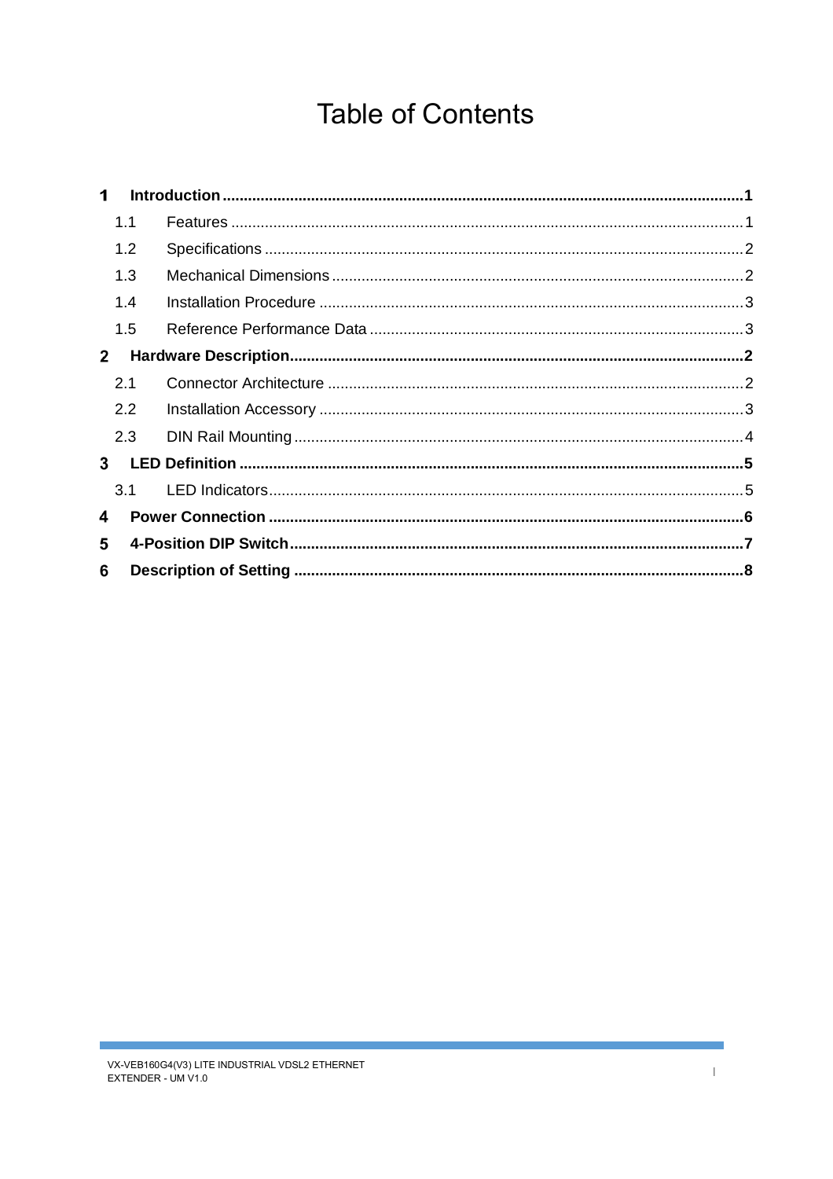# Table of Contents

**1 Introduction ..........1**

- 1.1 Features ..........1
- 1.2 Specifications ..........2
- 1.3 Mechanical Dimensions ..........2
- 1.4 Installation Procedure ..........3
- 1.5 Reference Performance Data ..........3

**2 Hardware Description..........2**

- 2.1 Connector Architecture ..........2
- 2.2 Installation Accessory ..........3
- 2.3 DIN Rail Mounting ..........4

**3 LED Definition ..........5**

- 3.1 LED Indicators..........5

**4 Power Connection ..........6**

**5 4-Position DIP Switch..........7**

**6 Description of Setting ..........8**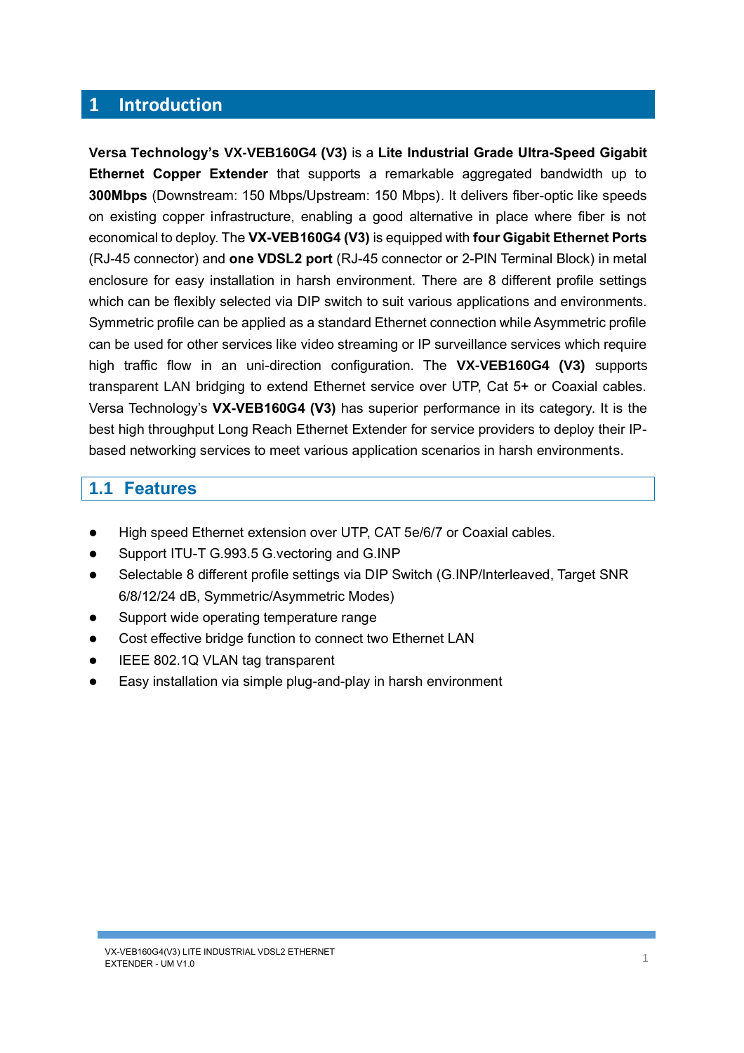# 1 Introduction

**Versa Technology's VX-VEB160G4 (V3)** is a **Lite Industrial Grade Ultra-Speed Gigabit Ethernet Copper Extender** that supports a remarkable aggregated bandwidth up to **300Mbps** (Downstream: 150 Mbps/Upstream: 150 Mbps). It delivers fiber-optic like speeds on existing copper infrastructure, enabling a good alternative in place where fiber is not economical to deploy. The **VX-VEB160G4 (V3)** is equipped with **four Gigabit Ethernet Ports** (RJ-45 connector) and **one VDSL2 port** (RJ-45 connector or 2-PIN Terminal Block) in metal enclosure for easy installation in harsh environment. There are 8 different profile settings which can be flexibly selected via DIP switch to suit various applications and environments. Symmetric profile can be applied as a standard Ethernet connection while Asymmetric profile can be used for other services like video streaming or IP surveillance services which require high traffic flow in an uni-direction configuration. The **VX-VEB160G4 (V3)** supports transparent LAN bridging to extend Ethernet service over UTP, Cat 5+ or Coaxial cables. Versa Technology's **VX-VEB160G4 (V3)** has superior performance in its category. It is the best high throughput Long Reach Ethernet Extender for service providers to deploy their IP-based networking services to meet various application scenarios in harsh environments.

## 1.1 Features

- High speed Ethernet extension over UTP, CAT 5e/6/7 or Coaxial cables.
- Support ITU-T G.993.5 G.vectoring and G.INP
- Selectable 8 different profile settings via DIP Switch (G.INP/Interleaved, Target SNR 6/8/12/24 dB, Symmetric/Asymmetric Modes)
- Support wide operating temperature range
- Cost effective bridge function to connect two Ethernet LAN
- IEEE 802.1Q VLAN tag transparent
- Easy installation via simple plug-and-play in harsh environment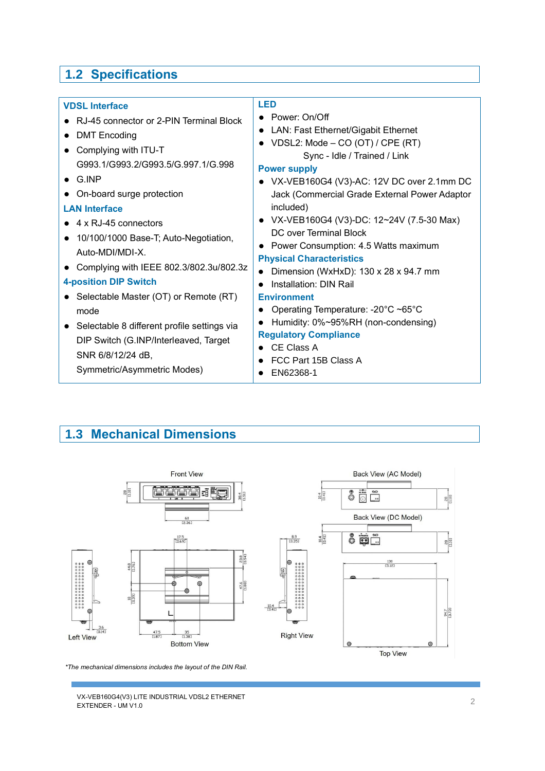## 1.2 Specifications

### VDSL Interface

- RJ-45 connector or 2-PIN Terminal Block
- DMT Encoding
- Complying with ITU-T G993.1/G993.2/G993.5/G.997.1/G.998
- G.INP
- On-board surge protection

### LAN Interface

- 4 x RJ-45 connectors
- 10/100/1000 Base-T; Auto-Negotiation, Auto-MDI/MDI-X.
- Complying with IEEE 802.3/802.3u/802.3z

### 4-position DIP Switch

- Selectable Master (OT) or Remote (RT) mode
- Selectable 8 different profile settings via DIP Switch (G.INP/Interleaved, Target SNR 6/8/12/24 dB, Symmetric/Asymmetric Modes)

### LED

- Power: On/Off
- LAN: Fast Ethernet/Gigabit Ethernet
- VDSL2: Mode – CO (OT) / CPE (RT)
  Sync - Idle / Trained / Link

### Power supply

- VX-VEB160G4 (V3)-AC: 12V DC over 2.1mm DC Jack (Commercial Grade External Power Adaptor included)
- VX-VEB160G4 (V3)-DC: 12~24V (7.5-30 Max) DC over Terminal Block
- Power Consumption: 4.5 Watts maximum

### Physical Characteristics

- Dimension (WxHxD): 130 x 28 x 94.7 mm
- Installation: DIN Rail

### Environment

- Operating Temperature: -20°C ~65°C
- Humidity: 0%~95%RH (non-condensing)

### Regulatory Compliance

- CE Class A
- FCC Part 15B Class A
- EN62368-1

## 1.3 Mechanical Dimensions

Front View

Back View (AC Model)

Back View (DC Model)

Left View

Bottom View

Right View

Top View

*The mechanical dimensions includes the layout of the DIN Rail.*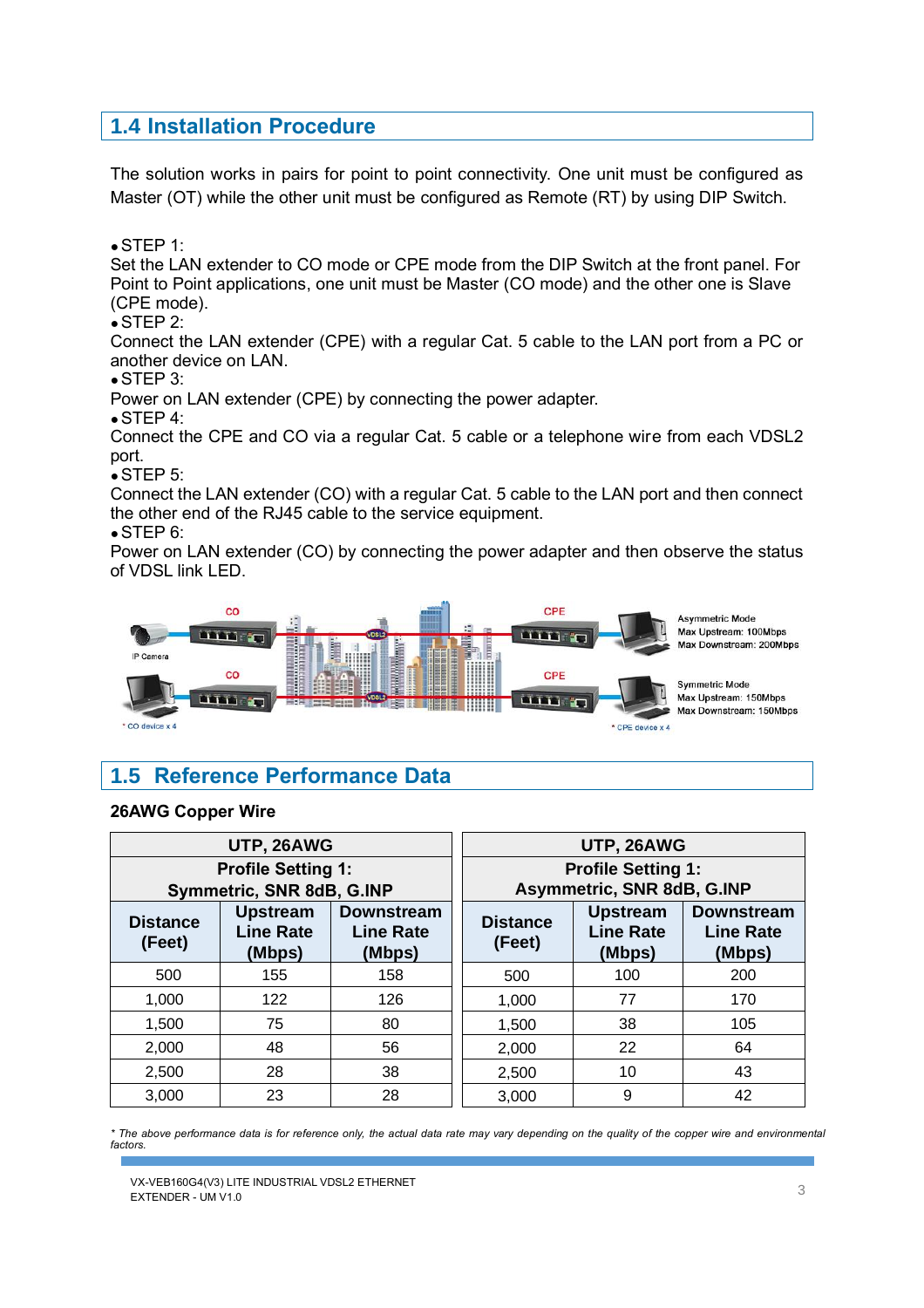## 1.4 Installation Procedure

The solution works in pairs for point to point connectivity. One unit must be configured as Master (OT) while the other unit must be configured as Remote (RT) by using DIP Switch.

- STEP 1:

Set the LAN extender to CO mode or CPE mode from the DIP Switch at the front panel. For Point to Point applications, one unit must be Master (CO mode) and the other one is Slave (CPE mode).

- STEP 2:

Connect the LAN extender (CPE) with a regular Cat. 5 cable to the LAN port from a PC or another device on LAN.

- STEP 3:

Power on LAN extender (CPE) by connecting the power adapter.

- STEP 4:

Connect the CPE and CO via a regular Cat. 5 cable or a telephone wire from each VDSL2 port.

- STEP 5:

Connect the LAN extender (CO) with a regular Cat. 5 cable to the LAN port and then connect the other end of the RJ45 cable to the service equipment.

- STEP 6:

Power on LAN extender (CO) by connecting the power adapter and then observe the status of VDSL link LED.

## 1.5 Reference Performance Data

**26AWG Copper Wire**

| UTP, 26AWG | | |
|---|---|---|
| **Profile Setting 1: Symmetric, SNR 8dB, G.INP** | | |
| **Distance (Feet)** | **Upstream Line Rate (Mbps)** | **Downstream Line Rate (Mbps)** |
| 500 | 155 | 158 |
| 1,000 | 122 | 126 |
| 1,500 | 75 | 80 |
| 2,000 | 48 | 56 |
| 2,500 | 28 | 38 |
| 3,000 | 23 | 28 |

| UTP, 26AWG | | |
|---|---|---|
| **Profile Setting 1: Asymmetric, SNR 8dB, G.INP** | | |
| **Distance (Feet)** | **Upstream Line Rate (Mbps)** | **Downstream Line Rate (Mbps)** |
| 500 | 100 | 200 |
| 1,000 | 77 | 170 |
| 1,500 | 38 | 105 |
| 2,000 | 22 | 64 |
| 2,500 | 10 | 43 |
| 3,000 | 9 | 42 |

*\* The above performance data is for reference only, the actual data rate may vary depending on the quality of the copper wire and environmental factors.*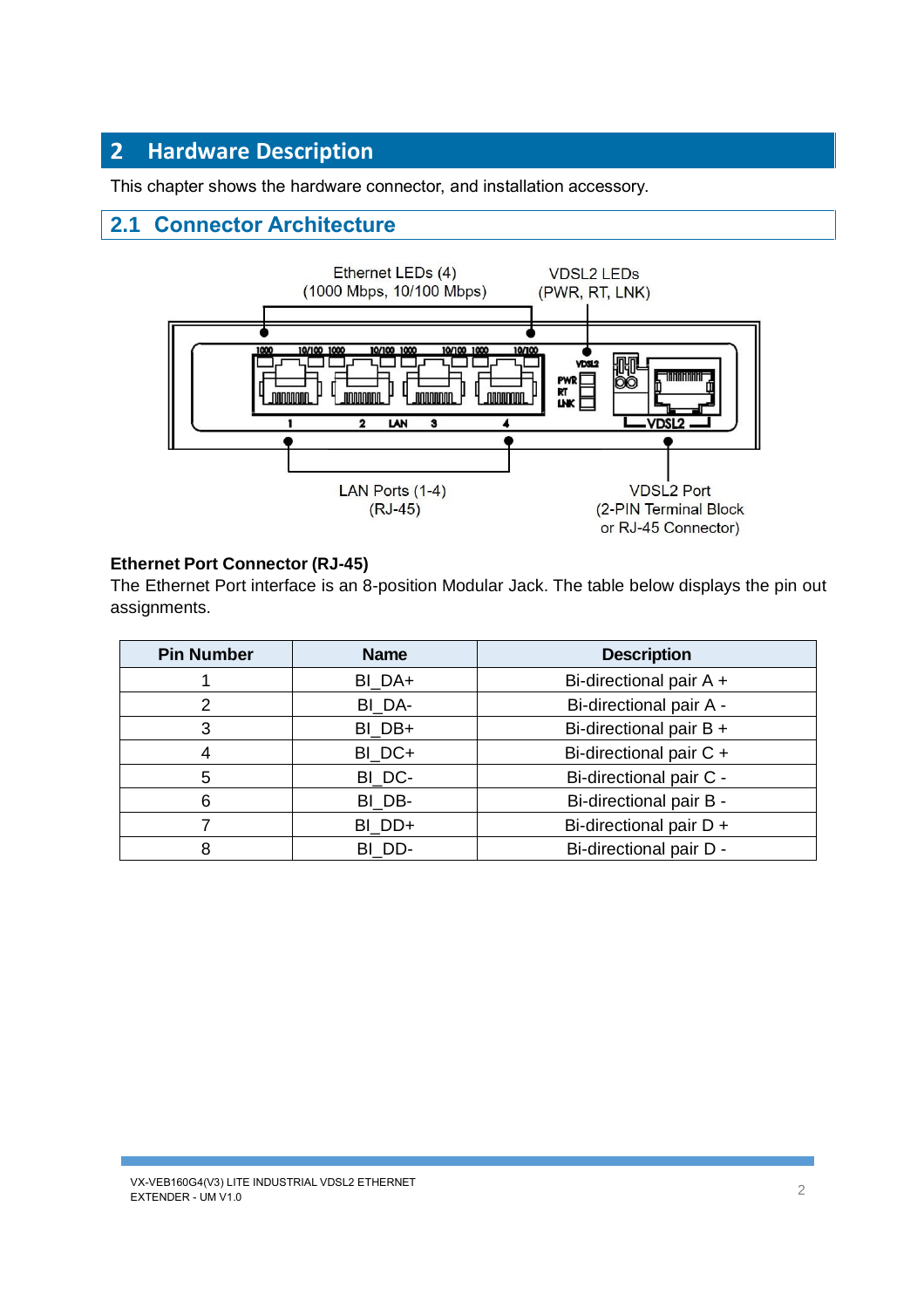# 2 Hardware Description

This chapter shows the hardware connector, and installation accessory.

## 2.1 Connector Architecture

Ethernet LEDs (4)
(1000 Mbps, 10/100 Mbps)

VDSL2 LEDs
(PWR, RT, LNK)

LAN Ports (1-4)
(RJ-45)

VDSL2 Port
(2-PIN Terminal Block
or RJ-45 Connector)

**Ethernet Port Connector (RJ-45)**

The Ethernet Port interface is an 8-position Modular Jack. The table below displays the pin out assignments.

| Pin Number | Name | Description |
|---|---|---|
| 1 | BI_DA+ | Bi-directional pair A + |
| 2 | BI_DA- | Bi-directional pair A - |
| 3 | BI_DB+ | Bi-directional pair B + |
| 4 | BI_DC+ | Bi-directional pair C + |
| 5 | BI_DC- | Bi-directional pair C - |
| 6 | BI_DB- | Bi-directional pair B - |
| 7 | BI_DD+ | Bi-directional pair D + |
| 8 | BI_DD- | Bi-directional pair D - |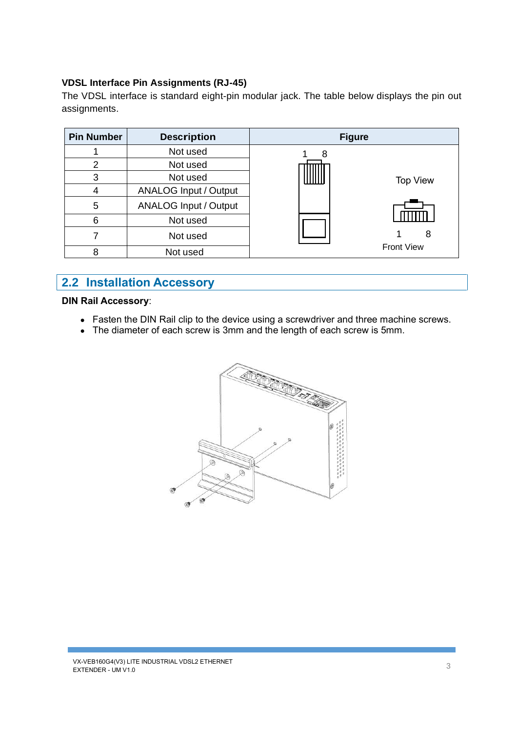**VDSL Interface Pin Assignments (RJ-45)**

The VDSL interface is standard eight-pin modular jack. The table below displays the pin out assignments.

| Pin Number | Description | Figure |
|---|---|---|
| 1 | Not used | |
| 2 | Not used | |
| 3 | Not used | |
| 4 | ANALOG Input / Output | |
| 5 | ANALOG Input / Output | |
| 6 | Not used | |
| 7 | Not used | |
| 8 | Not used | |

## 2.2 Installation Accessory

**DIN Rail Accessory**:

- Fasten the DIN Rail clip to the device using a screwdriver and three machine screws.
- The diameter of each screw is 3mm and the length of each screw is 5mm.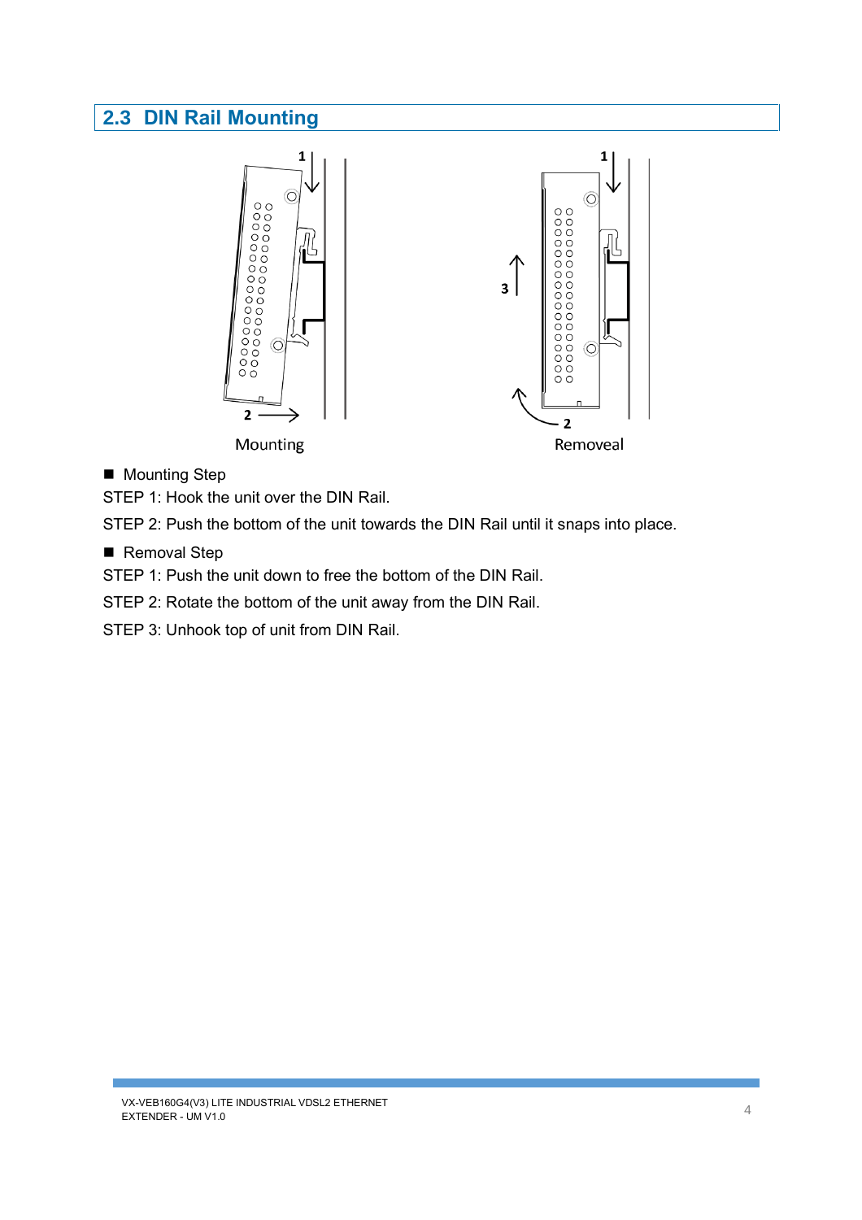## 2.3 DIN Rail Mounting

Mounting Removeal

- Mounting Step

STEP 1: Hook the unit over the DIN Rail.

STEP 2: Push the bottom of the unit towards the DIN Rail until it snaps into place.

- Removal Step

STEP 1: Push the unit down to free the bottom of the DIN Rail.

STEP 2: Rotate the bottom of the unit away from the DIN Rail.

STEP 3: Unhook top of unit from DIN Rail.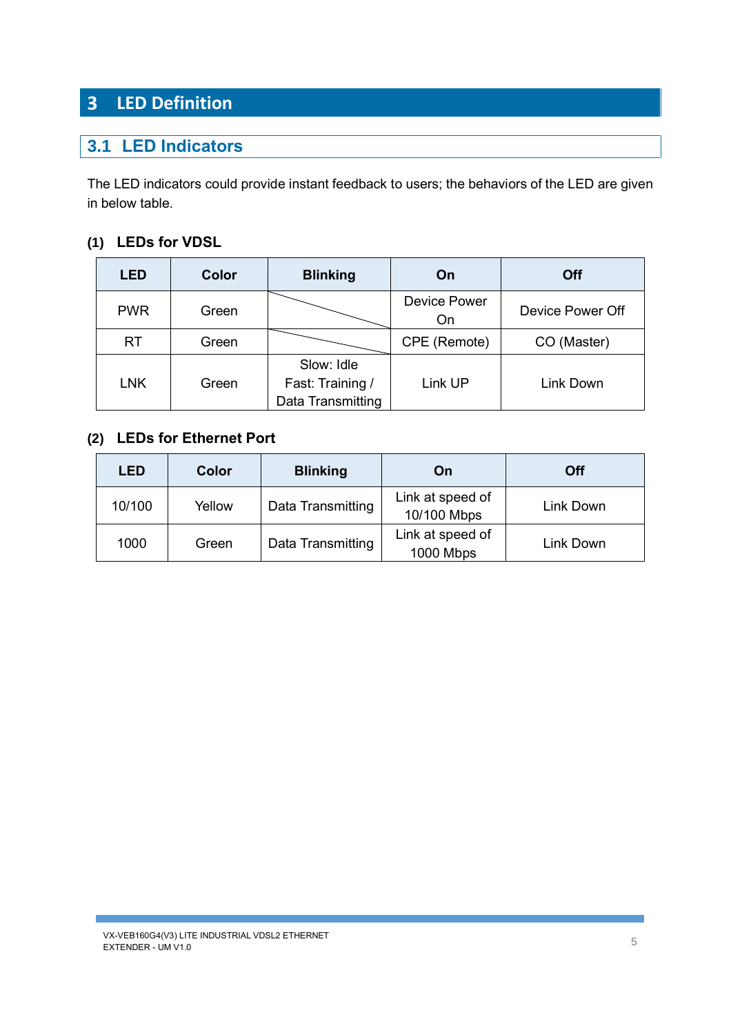# 3 LED Definition

## 3.1 LED Indicators

The LED indicators could provide instant feedback to users; the behaviors of the LED are given in below table.

### (1) LEDs for VDSL

| LED | Color | Blinking | On | Off |
|---|---|---|---|---|
| PWR | Green | | Device Power On | Device Power Off |
| RT | Green | | CPE (Remote) | CO (Master) |
| LNK | Green | Slow: Idle<br>Fast: Training / Data Transmitting | Link UP | Link Down |

### (2) LEDs for Ethernet Port

| LED | Color | Blinking | On | Off |
|---|---|---|---|---|
| 10/100 | Yellow | Data Transmitting | Link at speed of 10/100 Mbps | Link Down |
| 1000 | Green | Data Transmitting | Link at speed of 1000 Mbps | Link Down |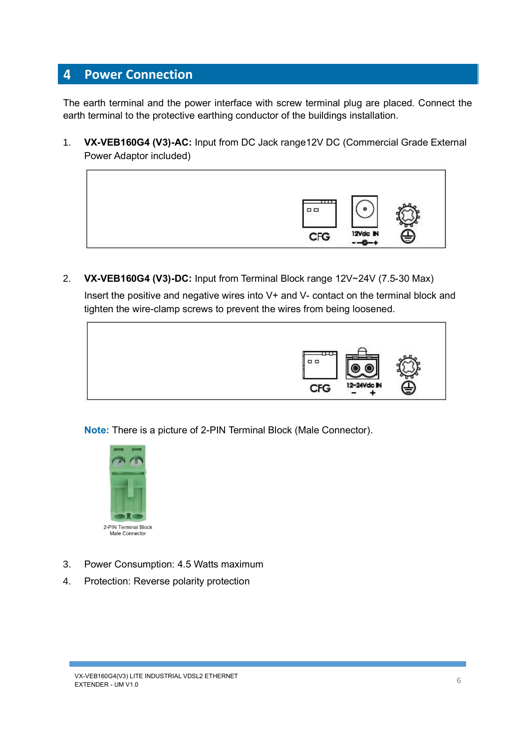# 4 Power Connection

The earth terminal and the power interface with screw terminal plug are placed. Connect the earth terminal to the protective earthing conductor of the buildings installation.

1. **VX-VEB160G4 (V3)-AC:** Input from DC Jack range12V DC (Commercial Grade External Power Adaptor included)

2. **VX-VEB160G4 (V3)-DC:** Input from Terminal Block range 12V~24V (7.5-30 Max)

   Insert the positive and negative wires into V+ and V- contact on the terminal block and tighten the wire-clamp screws to prevent the wires from being loosened.

   **Note:** There is a picture of 2-PIN Terminal Block (Male Connector).

   2-PIN Terminal Block Male Connector

3. Power Consumption: 4.5 Watts maximum
4. Protection: Reverse polarity protection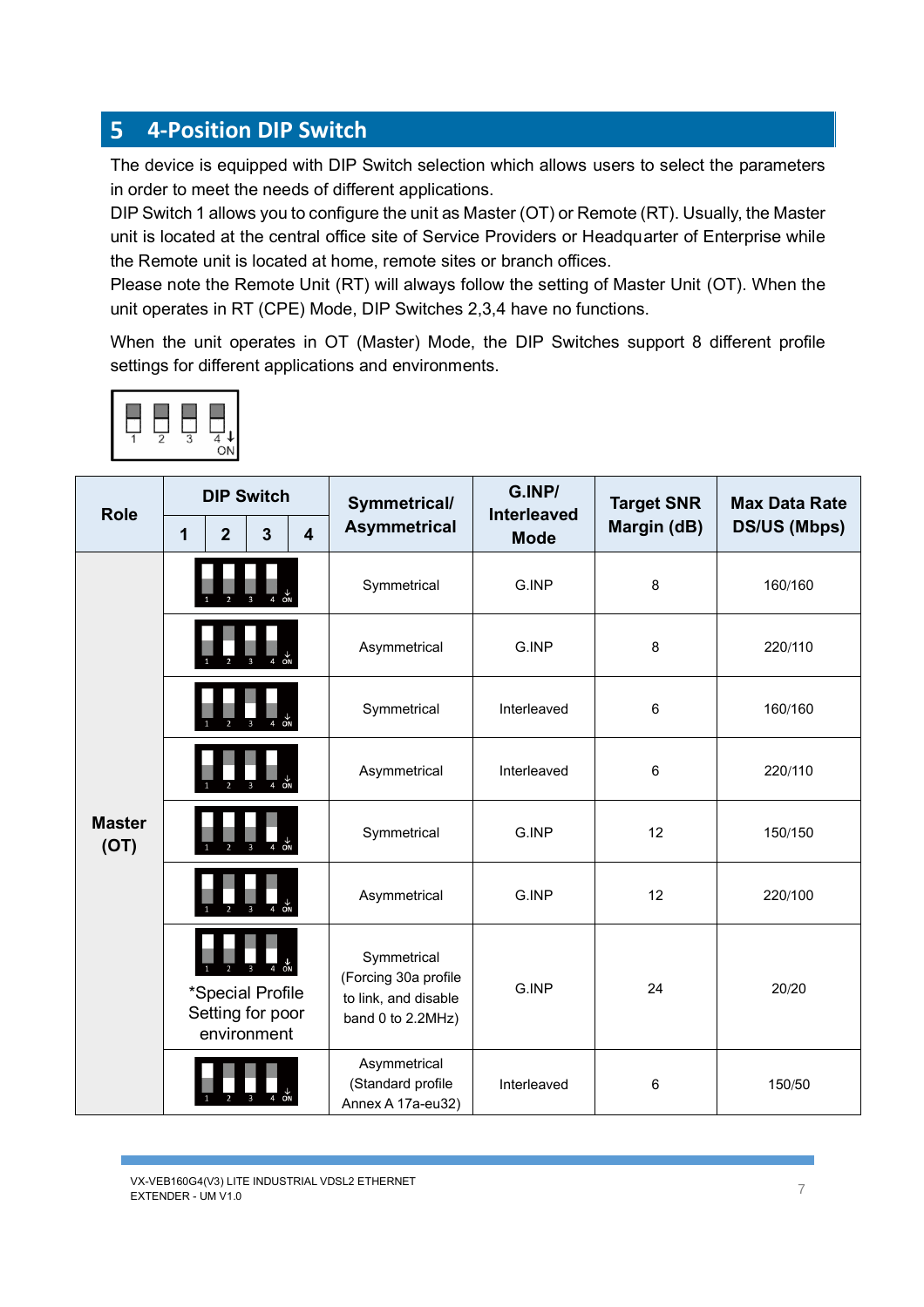# 5 4-Position DIP Switch

The device is equipped with DIP Switch selection which allows users to select the parameters in order to meet the needs of different applications.

DIP Switch 1 allows you to configure the unit as Master (OT) or Remote (RT). Usually, the Master unit is located at the central office site of Service Providers or Headquarter of Enterprise while the Remote unit is located at home, remote sites or branch offices.

Please note the Remote Unit (RT) will always follow the setting of Master Unit (OT). When the unit operates in RT (CPE) Mode, DIP Switches 2,3,4 have no functions.

When the unit operates in OT (Master) Mode, the DIP Switches support 8 different profile settings for different applications and environments.

| Role | DIP Switch | | | | Symmetrical/ Asymmetrical | G.INP/ Interleaved Mode | Target SNR Margin (dB) | Max Data Rate DS/US (Mbps) |
|---|---|---|---|---|---|---|---|---|
| | 1 | 2 | 3 | 4 | | | | |
| Master (OT) | | | | | Symmetrical | G.INP | 8 | 160/160 |
| | | | | | Asymmetrical | G.INP | 8 | 220/110 |
| | | | | | Symmetrical | Interleaved | 6 | 160/160 |
| | | | | | Asymmetrical | Interleaved | 6 | 220/110 |
| | | | | | Symmetrical | G.INP | 12 | 150/150 |
| | | | | | Asymmetrical | G.INP | 12 | 220/100 |
| | *Special Profile Setting for poor environment | | | | Symmetrical (Forcing 30a profile to link, and disable band 0 to 2.2MHz) | G.INP | 24 | 20/20 |
| | | | | | Asymmetrical (Standard profile Annex A 17a-eu32) | Interleaved | 6 | 150/50 |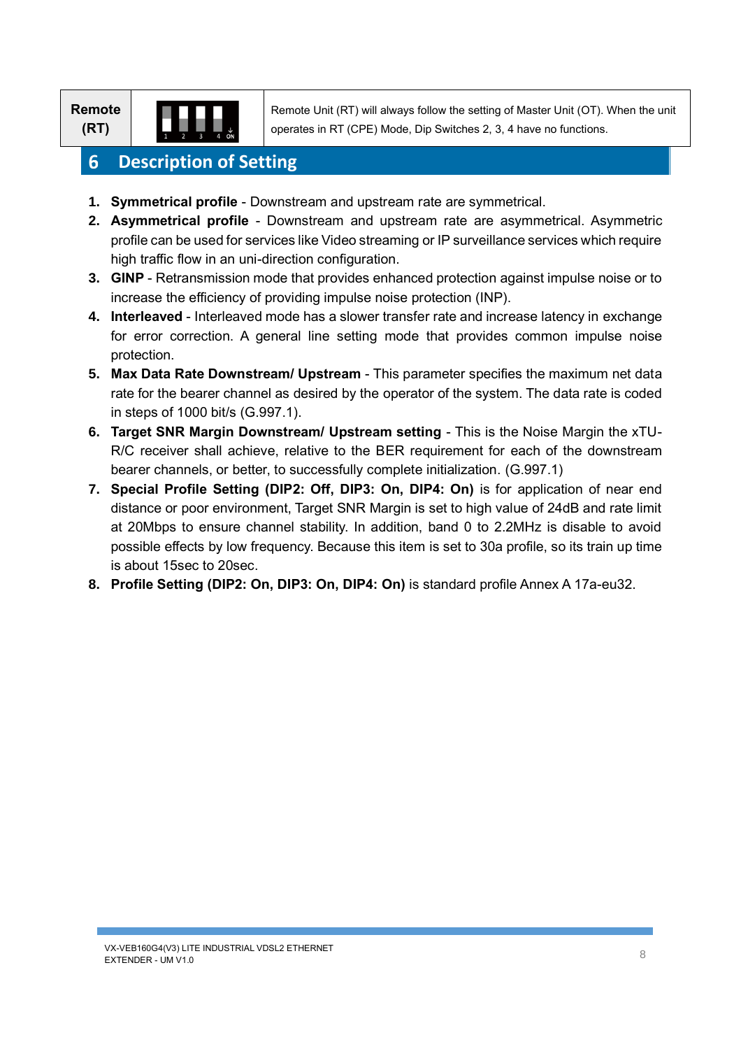| Remote (RT) | | Remote Unit (RT) will always follow the setting of Master Unit (OT). When the unit operates in RT (CPE) Mode, Dip Switches 2, 3, 4 have no functions. |
|---|---|---|

# 6 Description of Setting

1. **Symmetrical profile** - Downstream and upstream rate are symmetrical.
2. **Asymmetrical profile** - Downstream and upstream rate are asymmetrical. Asymmetric profile can be used for services like Video streaming or IP surveillance services which require high traffic flow in an uni-direction configuration.
3. **GINP** - Retransmission mode that provides enhanced protection against impulse noise or to increase the efficiency of providing impulse noise protection (INP).
4. **Interleaved** - Interleaved mode has a slower transfer rate and increase latency in exchange for error correction. A general line setting mode that provides common impulse noise protection.
5. **Max Data Rate Downstream/ Upstream** - This parameter specifies the maximum net data rate for the bearer channel as desired by the operator of the system. The data rate is coded in steps of 1000 bit/s (G.997.1).
6. **Target SNR Margin Downstream/ Upstream setting** - This is the Noise Margin the xTU-R/C receiver shall achieve, relative to the BER requirement for each of the downstream bearer channels, or better, to successfully complete initialization. (G.997.1)
7. **Special Profile Setting (DIP2: Off, DIP3: On, DIP4: On)** is for application of near end distance or poor environment, Target SNR Margin is set to high value of 24dB and rate limit at 20Mbps to ensure channel stability. In addition, band 0 to 2.2MHz is disable to avoid possible effects by low frequency. Because this item is set to 30a profile, so its train up time is about 15sec to 20sec.
8. **Profile Setting (DIP2: On, DIP3: On, DIP4: On)** is standard profile Annex A 17a-eu32.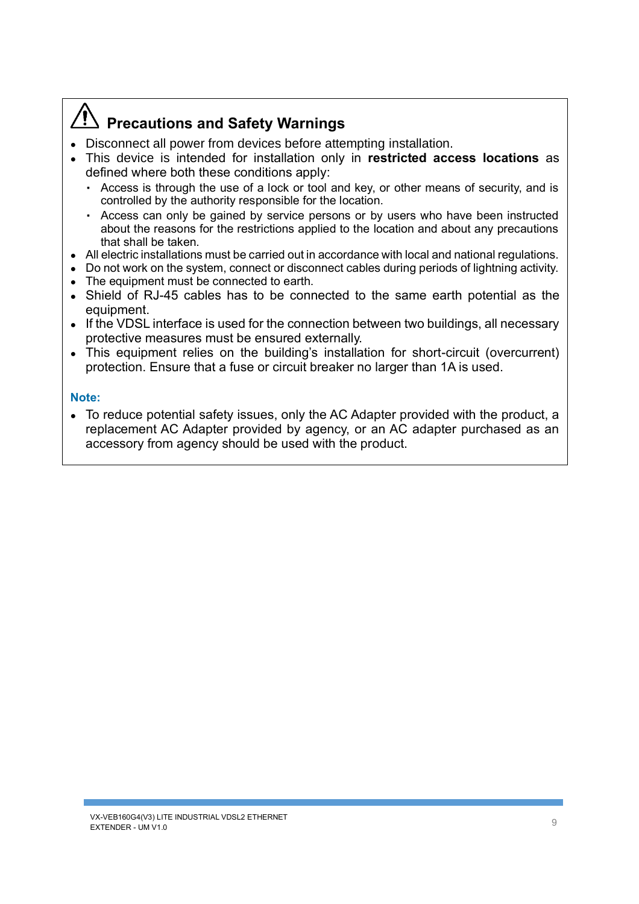## Precautions and Safety Warnings

- Disconnect all power from devices before attempting installation.
- This device is intended for installation only in **restricted access locations** as defined where both these conditions apply:
  - Access is through the use of a lock or tool and key, or other means of security, and is controlled by the authority responsible for the location.
  - Access can only be gained by service persons or by users who have been instructed about the reasons for the restrictions applied to the location and about any precautions that shall be taken.
- All electric installations must be carried out in accordance with local and national regulations.
- Do not work on the system, connect or disconnect cables during periods of lightning activity.
- The equipment must be connected to earth.
- Shield of RJ-45 cables has to be connected to the same earth potential as the equipment.
- If the VDSL interface is used for the connection between two buildings, all necessary protective measures must be ensured externally.
- This equipment relies on the building's installation for short-circuit (overcurrent) protection. Ensure that a fuse or circuit breaker no larger than 1A is used.

**Note:**

- To reduce potential safety issues, only the AC Adapter provided with the product, a replacement AC Adapter provided by agency, or an AC adapter purchased as an accessory from agency should be used with the product.